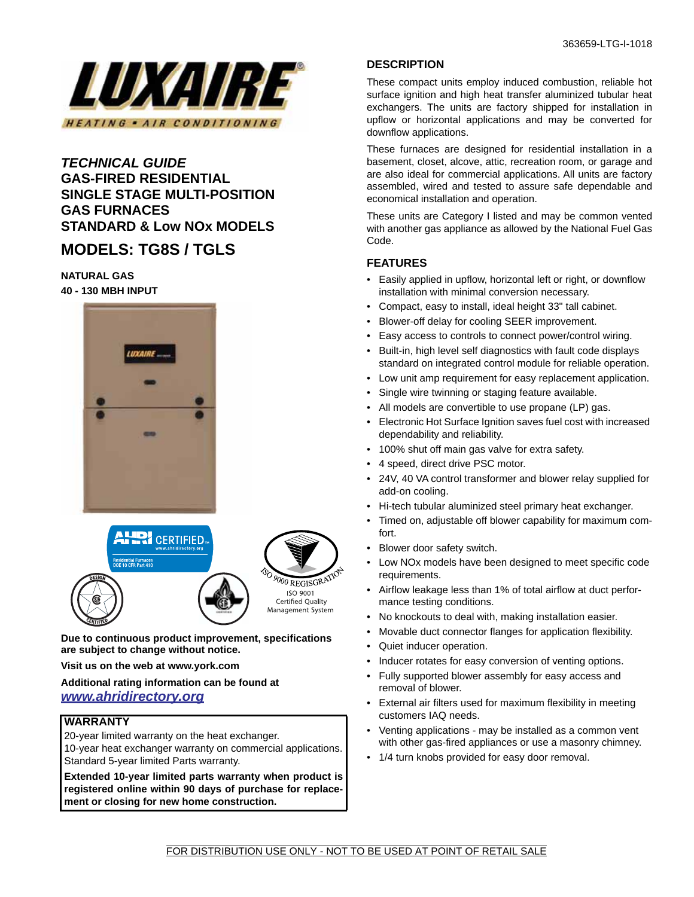363659-LTG-I-1018

# TECHNICAL GUIDE

## GAS-FIRED RESIDENTIAL SINGLE STAGE MULTI-POSITION GAS FURNACES STANDARD & Low NOx MODELS

## MODELS: TG8S / TGLS

**NATURAL GAS**

**40 - 130 MBH INPUT**

**Due to continuous product improvement, specifications are subject to change without notice.**

**Visit us on the web at www.york.com**

**Additional rating information can be found at** [**www.ahridirectory.org**](http://www.ahridirectory.org)

### WARRANTY

20-year limited warranty on the heat exchanger.
10-year heat exchanger warranty on commercial applications.
Standard 5-year limited Parts warranty.

**Extended 10-year limited parts warranty when product is registered online within 90 days of purchase for replacement or closing for new home construction.**

## DESCRIPTION

These compact units employ induced combustion, reliable hot surface ignition and high heat transfer aluminized tubular heat exchangers. The units are factory shipped for installation in upflow or horizontal applications and may be converted for downflow applications.

These furnaces are designed for residential installation in a basement, closet, alcove, attic, recreation room, or garage and are also ideal for commercial applications. All units are factory assembled, wired and tested to assure safe dependable and economical installation and operation.

These units are Category I listed and may be common vented with another gas appliance as allowed by the National Fuel Gas Code.

## FEATURES

- Easily applied in upflow, horizontal left or right, or downflow installation with minimal conversion necessary.
- Compact, easy to install, ideal height 33" tall cabinet.
- Blower-off delay for cooling SEER improvement.
- Easy access to controls to connect power/control wiring.
- Built-in, high level self diagnostics with fault code displays standard on integrated control module for reliable operation.
- Low unit amp requirement for easy replacement application.
- Single wire twinning or staging feature available.
- All models are convertible to use propane (LP) gas.
- Electronic Hot Surface Ignition saves fuel cost with increased dependability and reliability.
- 100% shut off main gas valve for extra safety.
- 4 speed, direct drive PSC motor.
- 24V, 40 VA control transformer and blower relay supplied for add-on cooling.
- Hi-tech tubular aluminized steel primary heat exchanger.
- Timed on, adjustable off blower capability for maximum comfort.
- Blower door safety switch.
- Low NOx models have been designed to meet specific code requirements.
- Airflow leakage less than 1% of total airflow at duct performance testing conditions.
- No knockouts to deal with, making installation easier.
- Movable duct connector flanges for application flexibility.
- Quiet inducer operation.
- Inducer rotates for easy conversion of venting options.
- Fully supported blower assembly for easy access and removal of blower.
- External air filters used for maximum flexibility in meeting customers IAQ needs.
- Venting applications - may be installed as a common vent with other gas-fired appliances or use a masonry chimney.
- 1/4 turn knobs provided for easy door removal.

FOR DISTRIBUTION USE ONLY - NOT TO BE USED AT POINT OF RETAIL SALE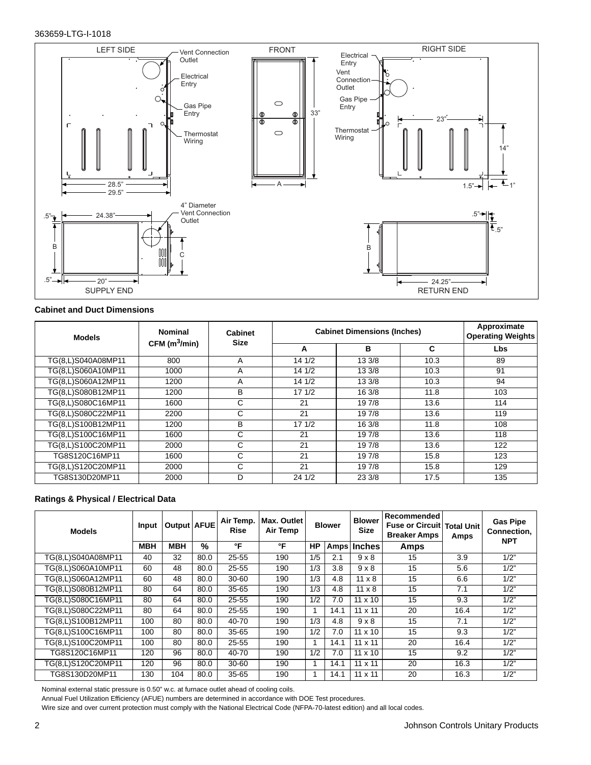LEFT SIDE — Vent Connection Outlet; Electrical Entry; Gas Pipe Entry; Thermostat Wiring; 28.5"; 29.5"

FRONT — 33"; A

RIGHT SIDE — Electrical Entry; Vent Connection Outlet; Gas Pipe Entry; Thermostat Wiring; 23"; 14"; 1.5"; 1"

SUPPLY END — 4" Diameter Vent Connection Outlet; .5"; 24.38"; B; C; .5"; 20"

RETURN END — .5"; .5"; B; 24.25"

**Cabinet and Duct Dimensions**

| Models | Nominal CFM ($m^3$/min) | Cabinet Size | Cabinet Dimensions (Inches) | | | Approximate Operating Weights |
|---|---|---|---|---|---|---|
| | | | A | B | C | Lbs |
| TG(8,L)S040A08MP11 | 800 | A | 14 1/2 | 13 3/8 | 10.3 | 89 |
| TG(8,L)S060A10MP11 | 1000 | A | 14 1/2 | 13 3/8 | 10.3 | 91 |
| TG(8,L)S060A12MP11 | 1200 | A | 14 1/2 | 13 3/8 | 10.3 | 94 |
| TG(8,L)S080B12MP11 | 1200 | B | 17 1/2 | 16 3/8 | 11.8 | 103 |
| TG(8,L)S080C16MP11 | 1600 | C | 21 | 19 7/8 | 13.6 | 114 |
| TG(8,L)S080C22MP11 | 2200 | C | 21 | 19 7/8 | 13.6 | 119 |
| TG(8,L)S100B12MP11 | 1200 | B | 17 1/2 | 16 3/8 | 11.8 | 108 |
| TG(8,L)S100C16MP11 | 1600 | C | 21 | 19 7/8 | 13.6 | 118 |
| TG(8,L)S100C20MP11 | 2000 | C | 21 | 19 7/8 | 13.6 | 122 |
| TG8S120C16MP11 | 1600 | C | 21 | 19 7/8 | 15.8 | 123 |
| TG(8,L)S120C20MP11 | 2000 | C | 21 | 19 7/8 | 15.8 | 129 |
| TG8S130D20MP11 | 2000 | D | 24 1/2 | 23 3/8 | 17.5 | 135 |

**Ratings & Physical / Electrical Data**

| Models | Input | Output | AFUE | Air Temp. Rise | Max. Outlet Air Temp | Blower | | Blower Size | Recommended Fuse or Circuit Breaker Amps | Total Unit Amps | Gas Pipe Connection, NPT |
|---|---|---|---|---|---|---|---|---|---|---|---|
| | MBH | MBH | % | °F | °F | HP | Amps | Inches | Amps | | |
| TG(8,L)S040A08MP11 | 40 | 32 | 80.0 | 25-55 | 190 | 1/5 | 2.1 | 9 x 8 | 15 | 3.9 | 1/2" |
| TG(8,L)S060A10MP11 | 60 | 48 | 80.0 | 25-55 | 190 | 1/3 | 3.8 | 9 x 8 | 15 | 5.6 | 1/2" |
| TG(8,L)S060A12MP11 | 60 | 48 | 80.0 | 30-60 | 190 | 1/3 | 4.8 | 11 x 8 | 15 | 6.6 | 1/2" |
| TG(8,L)S080B12MP11 | 80 | 64 | 80.0 | 35-65 | 190 | 1/3 | 4.8 | 11 x 8 | 15 | 7.1 | 1/2" |
| TG(8,L)S080C16MP11 | 80 | 64 | 80.0 | 25-55 | 190 | 1/2 | 7.0 | 11 x 10 | 15 | 9.3 | 1/2" |
| TG(8,L)S080C22MP11 | 80 | 64 | 80.0 | 25-55 | 190 | 1 | 14.1 | 11 x 11 | 20 | 16.4 | 1/2" |
| TG(8,L)S100B12MP11 | 100 | 80 | 80.0 | 40-70 | 190 | 1/3 | 4.8 | 9 x 8 | 15 | 7.1 | 1/2" |
| TG(8,L)S100C16MP11 | 100 | 80 | 80.0 | 35-65 | 190 | 1/2 | 7.0 | 11 x 10 | 15 | 9.3 | 1/2" |
| TG(8,L)S100C20MP11 | 100 | 80 | 80.0 | 25-55 | 190 | 1 | 14.1 | 11 x 11 | 20 | 16.4 | 1/2" |
| TG8S120C16MP11 | 120 | 96 | 80.0 | 40-70 | 190 | 1/2 | 7.0 | 11 x 10 | 15 | 9.2 | 1/2" |
| TG(8,L)S120C20MP11 | 120 | 96 | 80.0 | 30-60 | 190 | 1 | 14.1 | 11 x 11 | 20 | 16.3 | 1/2" |
| TG8S130D20MP11 | 130 | 104 | 80.0 | 35-65 | 190 | 1 | 14.1 | 11 x 11 | 20 | 16.3 | 1/2" |

Nominal external static pressure is 0.50" w.c. at furnace outlet ahead of cooling coils.

Annual Fuel Utilization Efficiency (AFUE) numbers are determined in accordance with DOE Test procedures.

Wire size and over current protection must comply with the National Electrical Code (NFPA-70-latest edition) and all local codes.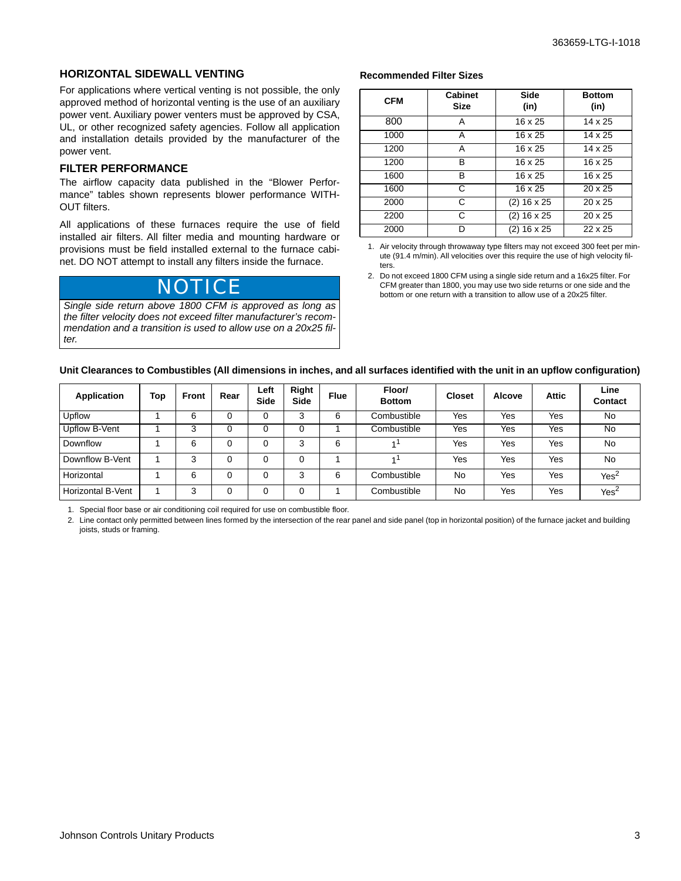## HORIZONTAL SIDEWALL VENTING

For applications where vertical venting is not possible, the only approved method of horizontal venting is the use of an auxiliary power vent. Auxiliary power venters must be approved by CSA, UL, or other recognized safety agencies. Follow all application and installation details provided by the manufacturer of the power vent.

## FILTER PERFORMANCE

The airflow capacity data published in the "Blower Performance" tables shown represents blower performance WITHOUT filters.

All applications of these furnaces require the use of field installed air filters. All filter media and mounting hardware or provisions must be field installed external to the furnace cabinet. DO NOT attempt to install any filters inside the furnace.

**NOTICE**

*Single side return above 1800 CFM is approved as long as the filter velocity does not exceed filter manufacturer's recommendation and a transition is used to allow use on a 20x25 filter.*

**Recommended Filter Sizes**

| CFM | Cabinet Size | Side (in) | Bottom (in) |
|---|---|---|---|
| 800 | A | 16 x 25 | 14 x 25 |
| 1000 | A | 16 x 25 | 14 x 25 |
| 1200 | A | 16 x 25 | 14 x 25 |
| 1200 | B | 16 x 25 | 16 x 25 |
| 1600 | B | 16 x 25 | 16 x 25 |
| 1600 | C | 16 x 25 | 20 x 25 |
| 2000 | C | (2) 16 x 25 | 20 x 25 |
| 2200 | C | (2) 16 x 25 | 20 x 25 |
| 2000 | D | (2) 16 x 25 | 22 x 25 |

1. Air velocity through throwaway type filters may not exceed 300 feet per minute (91.4 m/min). All velocities over this require the use of high velocity filters.
2. Do not exceed 1800 CFM using a single side return and a 16x25 filter. For CFM greater than 1800, you may use two side returns or one side and the bottom or one return with a transition to allow use of a 20x25 filter.

**Unit Clearances to Combustibles (All dimensions in inches, and all surfaces identified with the unit in an upflow configuration)**

| Application | Top | Front | Rear | Left Side | Right Side | Flue | Floor/ Bottom | Closet | Alcove | Attic | Line Contact |
|---|---|---|---|---|---|---|---|---|---|---|---|
| Upflow | 1 | 6 | 0 | 0 | 3 | 6 | Combustible | Yes | Yes | Yes | No |
| Upflow B-Vent | 1 | 3 | 0 | 0 | 0 | 1 | Combustible | Yes | Yes | Yes | No |
| Downflow | 1 | 6 | 0 | 0 | 3 | 6 | 1[1] | Yes | Yes | Yes | No |
| Downflow B-Vent | 1 | 3 | 0 | 0 | 0 | 1 | 1[1] | Yes | Yes | Yes | No |
| Horizontal | 1 | 6 | 0 | 0 | 3 | 6 | Combustible | No | Yes | Yes | Yes[2] |
| Horizontal B-Vent | 1 | 3 | 0 | 0 | 0 | 1 | Combustible | No | Yes | Yes | Yes[2] |

1. Special floor base or air conditioning coil required for use on combustible floor.
2. Line contact only permitted between lines formed by the intersection of the rear panel and side panel (top in horizontal position) of the furnace jacket and building joists, studs or framing.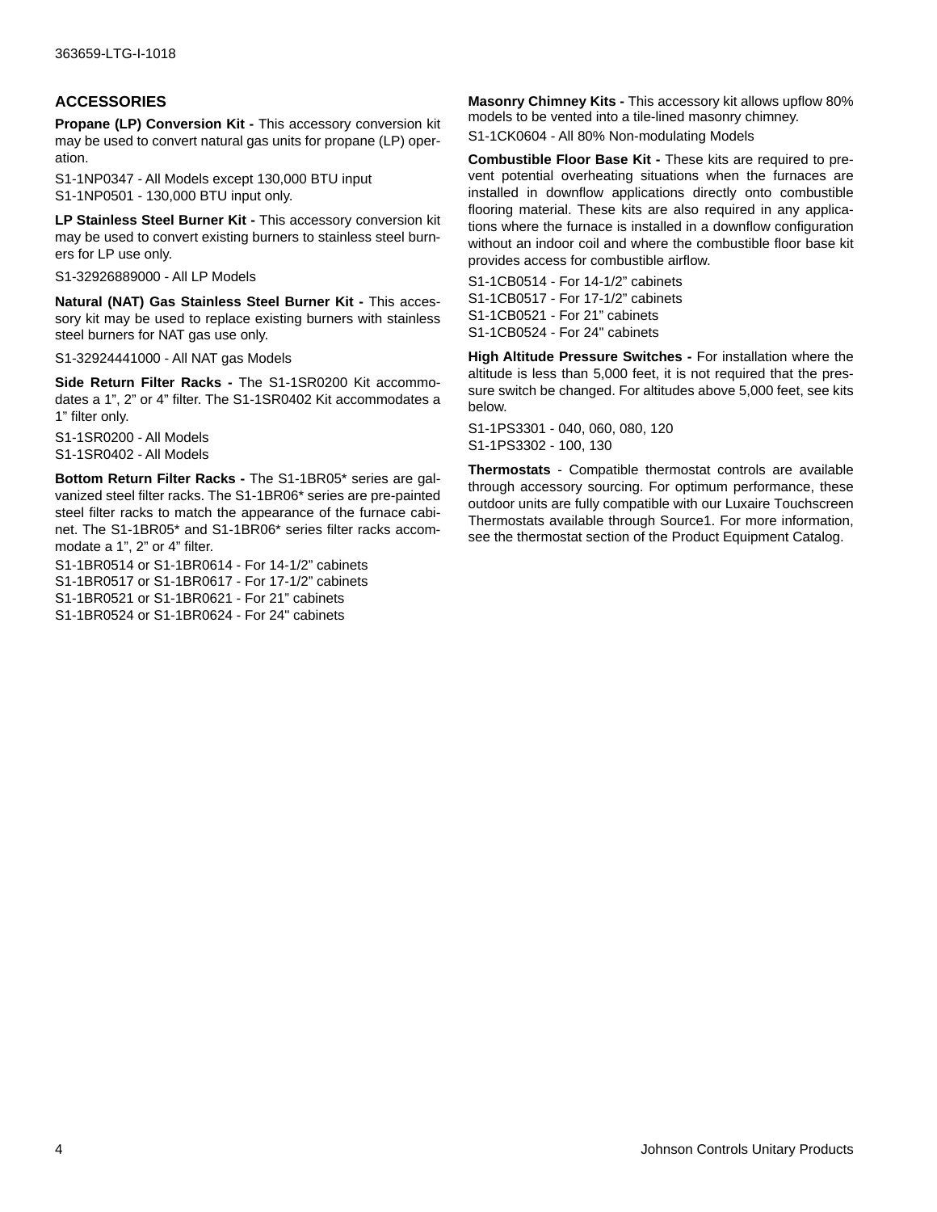## ACCESSORIES

**Propane (LP) Conversion Kit -** This accessory conversion kit may be used to convert natural gas units for propane (LP) operation.

S1-1NP0347 - All Models except 130,000 BTU input
S1-1NP0501 - 130,000 BTU input only.

**LP Stainless Steel Burner Kit -** This accessory conversion kit may be used to convert existing burners to stainless steel burners for LP use only.

S1-32926889000 - All LP Models

**Natural (NAT) Gas Stainless Steel Burner Kit -** This accessory kit may be used to replace existing burners with stainless steel burners for NAT gas use only.

S1-32924441000 - All NAT gas Models

**Side Return Filter Racks -** The S1-1SR0200 Kit accommodates a 1", 2" or 4" filter. The S1-1SR0402 Kit accommodates a 1" filter only.

S1-1SR0200 - All Models
S1-1SR0402 - All Models

**Bottom Return Filter Racks -** The S1-1BR05* series are galvanized steel filter racks. The S1-1BR06* series are pre-painted steel filter racks to match the appearance of the furnace cabinet. The S1-1BR05* and S1-1BR06* series filter racks accommodate a 1", 2" or 4" filter.

S1-1BR0514 or S1-1BR0614 - For 14-1/2" cabinets
S1-1BR0517 or S1-1BR0617 - For 17-1/2" cabinets
S1-1BR0521 or S1-1BR0621 - For 21" cabinets
S1-1BR0524 or S1-1BR0624 - For 24" cabinets

**Masonry Chimney Kits -** This accessory kit allows upflow 80% models to be vented into a tile-lined masonry chimney.

S1-1CK0604 - All 80% Non-modulating Models

**Combustible Floor Base Kit -** These kits are required to prevent potential overheating situations when the furnaces are installed in downflow applications directly onto combustible flooring material. These kits are also required in any applications where the furnace is installed in a downflow configuration without an indoor coil and where the combustible floor base kit provides access for combustible airflow.

S1-1CB0514 - For 14-1/2" cabinets
S1-1CB0517 - For 17-1/2" cabinets
S1-1CB0521 - For 21" cabinets
S1-1CB0524 - For 24" cabinets

**High Altitude Pressure Switches -** For installation where the altitude is less than 5,000 feet, it is not required that the pressure switch be changed. For altitudes above 5,000 feet, see kits below.

S1-1PS3301 - 040, 060, 080, 120
S1-1PS3302 - 100, 130

**Thermostats** - Compatible thermostat controls are available through accessory sourcing. For optimum performance, these outdoor units are fully compatible with our Luxaire Touchscreen Thermostats available through Source1. For more information, see the thermostat section of the Product Equipment Catalog.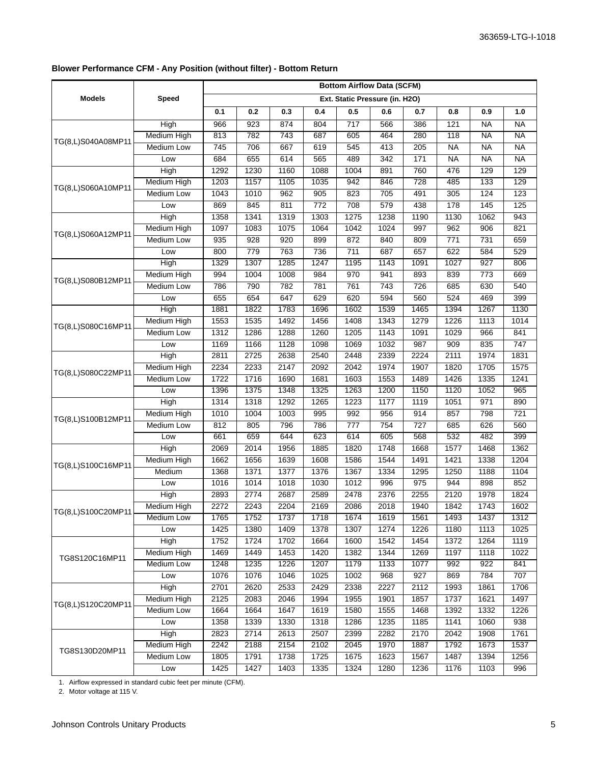### Blower Performance CFM - Any Position (without filter) - Bottom Return

| Models | Speed | Bottom Airflow Data (SCFM) | | | | | | | | | |
|---|---|---|---|---|---|---|---|---|---|---|---|
| | | Ext. Static Pressure (in. H2O) | | | | | | | | | |
| | | 0.1 | 0.2 | 0.3 | 0.4 | 0.5 | 0.6 | 0.7 | 0.8 | 0.9 | 1.0 |
| TG(8,L)S040A08MP11 | High | 966 | 923 | 874 | 804 | 717 | 566 | 386 | 121 | NA | NA |
| | Medium High | 813 | 782 | 743 | 687 | 605 | 464 | 280 | 118 | NA | NA |
| | Medium Low | 745 | 706 | 667 | 619 | 545 | 413 | 205 | NA | NA | NA |
| | Low | 684 | 655 | 614 | 565 | 489 | 342 | 171 | NA | NA | NA |
| TG(8,L)S060A10MP11 | High | 1292 | 1230 | 1160 | 1088 | 1004 | 891 | 760 | 476 | 129 | 129 |
| | Medium High | 1203 | 1157 | 1105 | 1035 | 942 | 846 | 728 | 485 | 133 | 129 |
| | Medium Low | 1043 | 1010 | 962 | 905 | 823 | 705 | 491 | 305 | 124 | 123 |
| | Low | 869 | 845 | 811 | 772 | 708 | 579 | 438 | 178 | 145 | 125 |
| TG(8,L)S060A12MP11 | High | 1358 | 1341 | 1319 | 1303 | 1275 | 1238 | 1190 | 1130 | 1062 | 943 |
| | Medium High | 1097 | 1083 | 1075 | 1064 | 1042 | 1024 | 997 | 962 | 906 | 821 |
| | Medium Low | 935 | 928 | 920 | 899 | 872 | 840 | 809 | 771 | 731 | 659 |
| | Low | 800 | 779 | 763 | 736 | 711 | 687 | 657 | 622 | 584 | 529 |
| TG(8,L)S080B12MP11 | High | 1329 | 1307 | 1285 | 1247 | 1195 | 1143 | 1091 | 1027 | 927 | 806 |
| | Medium High | 994 | 1004 | 1008 | 984 | 970 | 941 | 893 | 839 | 773 | 669 |
| | Medium Low | 786 | 790 | 782 | 781 | 761 | 743 | 726 | 685 | 630 | 540 |
| | Low | 655 | 654 | 647 | 629 | 620 | 594 | 560 | 524 | 469 | 399 |
| TG(8,L)S080C16MP11 | High | 1881 | 1822 | 1783 | 1696 | 1602 | 1539 | 1465 | 1394 | 1267 | 1130 |
| | Medium High | 1553 | 1535 | 1492 | 1456 | 1408 | 1343 | 1279 | 1226 | 1113 | 1014 |
| | Medium Low | 1312 | 1286 | 1288 | 1260 | 1205 | 1143 | 1091 | 1029 | 966 | 841 |
| | Low | 1169 | 1166 | 1128 | 1098 | 1069 | 1032 | 987 | 909 | 835 | 747 |
| TG(8,L)S080C22MP11 | High | 2811 | 2725 | 2638 | 2540 | 2448 | 2339 | 2224 | 2111 | 1974 | 1831 |
| | Medium High | 2234 | 2233 | 2147 | 2092 | 2042 | 1974 | 1907 | 1820 | 1705 | 1575 |
| | Medium Low | 1722 | 1716 | 1690 | 1681 | 1603 | 1553 | 1489 | 1426 | 1335 | 1241 |
| | Low | 1396 | 1375 | 1348 | 1325 | 1263 | 1200 | 1150 | 1120 | 1052 | 965 |
| TG(8,L)S100B12MP11 | High | 1314 | 1318 | 1292 | 1265 | 1223 | 1177 | 1119 | 1051 | 971 | 890 |
| | Medium High | 1010 | 1004 | 1003 | 995 | 992 | 956 | 914 | 857 | 798 | 721 |
| | Medium Low | 812 | 805 | 796 | 786 | 777 | 754 | 727 | 685 | 626 | 560 |
| | Low | 661 | 659 | 644 | 623 | 614 | 605 | 568 | 532 | 482 | 399 |
| TG(8,L)S100C16MP11 | High | 2069 | 2014 | 1956 | 1885 | 1820 | 1748 | 1668 | 1577 | 1468 | 1362 |
| | Medium High | 1662 | 1656 | 1639 | 1608 | 1586 | 1544 | 1491 | 1421 | 1338 | 1204 |
| | Medium | 1368 | 1371 | 1377 | 1376 | 1367 | 1334 | 1295 | 1250 | 1188 | 1104 |
| | Low | 1016 | 1014 | 1018 | 1030 | 1012 | 996 | 975 | 944 | 898 | 852 |
| TG(8,L)S100C20MP11 | High | 2893 | 2774 | 2687 | 2589 | 2478 | 2376 | 2255 | 2120 | 1978 | 1824 |
| | Medium High | 2272 | 2243 | 2204 | 2169 | 2086 | 2018 | 1940 | 1842 | 1743 | 1602 |
| | Medium Low | 1765 | 1752 | 1737 | 1718 | 1674 | 1619 | 1561 | 1493 | 1437 | 1312 |
| | Low | 1425 | 1380 | 1409 | 1378 | 1307 | 1274 | 1226 | 1180 | 1113 | 1025 |
| TG8S120C16MP11 | High | 1752 | 1724 | 1702 | 1664 | 1600 | 1542 | 1454 | 1372 | 1264 | 1119 |
| | Medium High | 1469 | 1449 | 1453 | 1420 | 1382 | 1344 | 1269 | 1197 | 1118 | 1022 |
| | Medium Low | 1248 | 1235 | 1226 | 1207 | 1179 | 1133 | 1077 | 992 | 922 | 841 |
| | Low | 1076 | 1076 | 1046 | 1025 | 1002 | 968 | 927 | 869 | 784 | 707 |
| TG(8,L)S120C20MP11 | High | 2701 | 2620 | 2533 | 2429 | 2338 | 2227 | 2112 | 1993 | 1861 | 1706 |
| | Medium High | 2125 | 2083 | 2046 | 1994 | 1955 | 1901 | 1857 | 1737 | 1621 | 1497 |
| | Medium Low | 1664 | 1664 | 1647 | 1619 | 1580 | 1555 | 1468 | 1392 | 1332 | 1226 |
| | Low | 1358 | 1339 | 1330 | 1318 | 1286 | 1235 | 1185 | 1141 | 1060 | 938 |
| TG8S130D20MP11 | High | 2823 | 2714 | 2613 | 2507 | 2399 | 2282 | 2170 | 2042 | 1908 | 1761 |
| | Medium High | 2242 | 2188 | 2154 | 2102 | 2045 | 1970 | 1887 | 1792 | 1673 | 1537 |
| | Medium Low | 1805 | 1791 | 1738 | 1725 | 1675 | 1623 | 1567 | 1487 | 1394 | 1256 |
| | Low | 1425 | 1427 | 1403 | 1335 | 1324 | 1280 | 1236 | 1176 | 1103 | 996 |

1. Airflow expressed in standard cubic feet per minute (CFM).
2. Motor voltage at 115 V.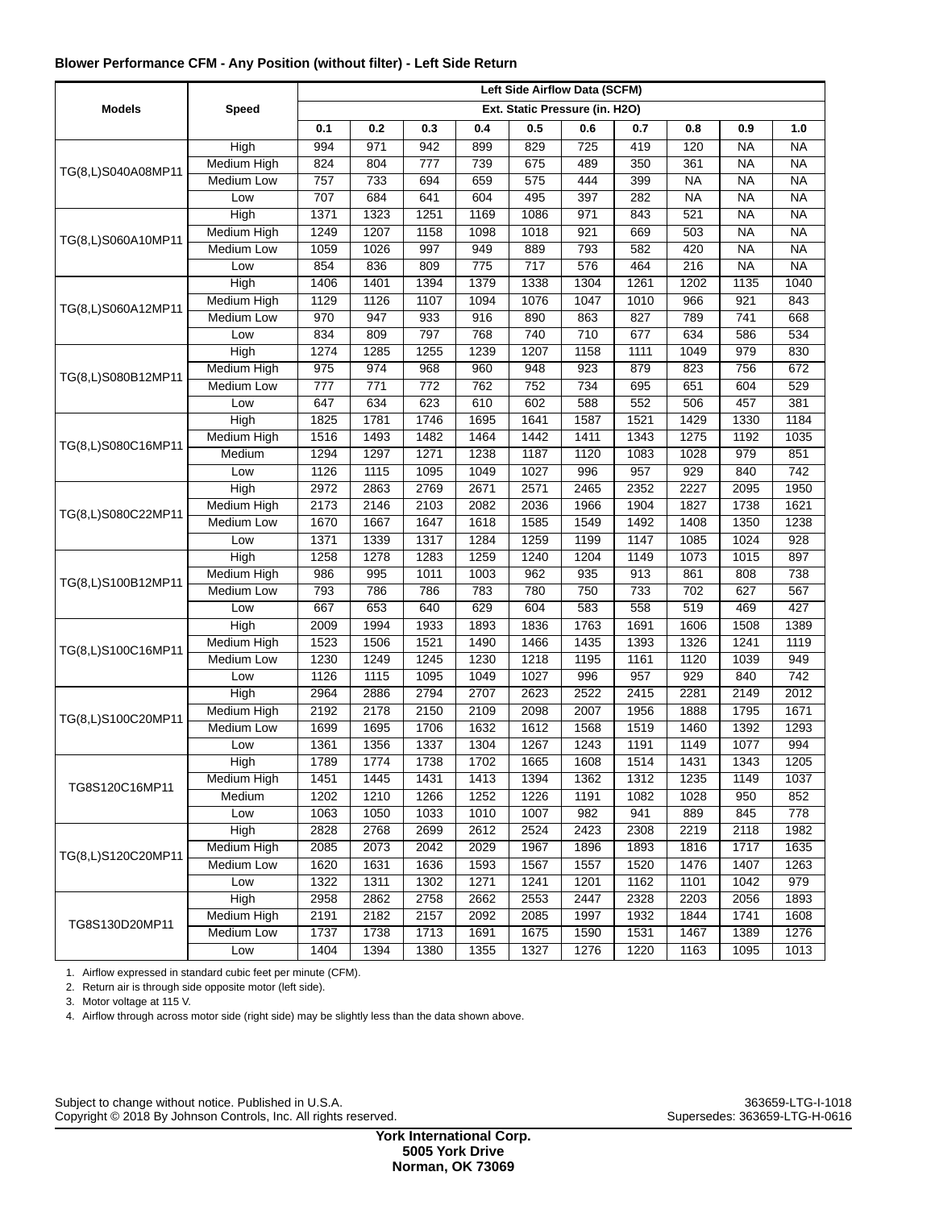**Blower Performance CFM - Any Position (without filter) - Left Side Return**

| Models | Speed | Left Side Airflow Data (SCFM) | | | | | | | | | |
|---|---|---|---|---|---|---|---|---|---|---|---|
| | | Ext. Static Pressure (in. H2O) | | | | | | | | | |
| | | 0.1 | 0.2 | 0.3 | 0.4 | 0.5 | 0.6 | 0.7 | 0.8 | 0.9 | 1.0 |
| TG(8,L)S040A08MP11 | High | 994 | 971 | 942 | 899 | 829 | 725 | 419 | 120 | NA | NA |
| | Medium High | 824 | 804 | 777 | 739 | 675 | 489 | 350 | 361 | NA | NA |
| | Medium Low | 757 | 733 | 694 | 659 | 575 | 444 | 399 | NA | NA | NA |
| | Low | 707 | 684 | 641 | 604 | 495 | 397 | 282 | NA | NA | NA |
| TG(8,L)S060A10MP11 | High | 1371 | 1323 | 1251 | 1169 | 1086 | 971 | 843 | 521 | NA | NA |
| | Medium High | 1249 | 1207 | 1158 | 1098 | 1018 | 921 | 669 | 503 | NA | NA |
| | Medium Low | 1059 | 1026 | 997 | 949 | 889 | 793 | 582 | 420 | NA | NA |
| | Low | 854 | 836 | 809 | 775 | 717 | 576 | 464 | 216 | NA | NA |
| TG(8,L)S060A12MP11 | High | 1406 | 1401 | 1394 | 1379 | 1338 | 1304 | 1261 | 1202 | 1135 | 1040 |
| | Medium High | 1129 | 1126 | 1107 | 1094 | 1076 | 1047 | 1010 | 966 | 921 | 843 |
| | Medium Low | 970 | 947 | 933 | 916 | 890 | 863 | 827 | 789 | 741 | 668 |
| | Low | 834 | 809 | 797 | 768 | 740 | 710 | 677 | 634 | 586 | 534 |
| TG(8,L)S080B12MP11 | High | 1274 | 1285 | 1255 | 1239 | 1207 | 1158 | 1111 | 1049 | 979 | 830 |
| | Medium High | 975 | 974 | 968 | 960 | 948 | 923 | 879 | 823 | 756 | 672 |
| | Medium Low | 777 | 771 | 772 | 762 | 752 | 734 | 695 | 651 | 604 | 529 |
| | Low | 647 | 634 | 623 | 610 | 602 | 588 | 552 | 506 | 457 | 381 |
| TG(8,L)S080C16MP11 | High | 1825 | 1781 | 1746 | 1695 | 1641 | 1587 | 1521 | 1429 | 1330 | 1184 |
| | Medium High | 1516 | 1493 | 1482 | 1464 | 1442 | 1411 | 1343 | 1275 | 1192 | 1035 |
| | Medium | 1294 | 1297 | 1271 | 1238 | 1187 | 1120 | 1083 | 1028 | 979 | 851 |
| | Low | 1126 | 1115 | 1095 | 1049 | 1027 | 996 | 957 | 929 | 840 | 742 |
| TG(8,L)S080C22MP11 | High | 2972 | 2863 | 2769 | 2671 | 2571 | 2465 | 2352 | 2227 | 2095 | 1950 |
| | Medium High | 2173 | 2146 | 2103 | 2082 | 2036 | 1966 | 1904 | 1827 | 1738 | 1621 |
| | Medium Low | 1670 | 1667 | 1647 | 1618 | 1585 | 1549 | 1492 | 1408 | 1350 | 1238 |
| | Low | 1371 | 1339 | 1317 | 1284 | 1259 | 1199 | 1147 | 1085 | 1024 | 928 |
| TG(8,L)S100B12MP11 | High | 1258 | 1278 | 1283 | 1259 | 1240 | 1204 | 1149 | 1073 | 1015 | 897 |
| | Medium High | 986 | 995 | 1011 | 1003 | 962 | 935 | 913 | 861 | 808 | 738 |
| | Medium Low | 793 | 786 | 786 | 783 | 780 | 750 | 733 | 702 | 627 | 567 |
| | Low | 667 | 653 | 640 | 629 | 604 | 583 | 558 | 519 | 469 | 427 |
| TG(8,L)S100C16MP11 | High | 2009 | 1994 | 1933 | 1893 | 1836 | 1763 | 1691 | 1606 | 1508 | 1389 |
| | Medium High | 1523 | 1506 | 1521 | 1490 | 1466 | 1435 | 1393 | 1326 | 1241 | 1119 |
| | Medium Low | 1230 | 1249 | 1245 | 1230 | 1218 | 1195 | 1161 | 1120 | 1039 | 949 |
| | Low | 1126 | 1115 | 1095 | 1049 | 1027 | 996 | 957 | 929 | 840 | 742 |
| TG(8,L)S100C20MP11 | High | 2964 | 2886 | 2794 | 2707 | 2623 | 2522 | 2415 | 2281 | 2149 | 2012 |
| | Medium High | 2192 | 2178 | 2150 | 2109 | 2098 | 2007 | 1956 | 1888 | 1795 | 1671 |
| | Medium Low | 1699 | 1695 | 1706 | 1632 | 1612 | 1568 | 1519 | 1460 | 1392 | 1293 |
| | Low | 1361 | 1356 | 1337 | 1304 | 1267 | 1243 | 1191 | 1149 | 1077 | 994 |
| TG8S120C16MP11 | High | 1789 | 1774 | 1738 | 1702 | 1665 | 1608 | 1514 | 1431 | 1343 | 1205 |
| | Medium High | 1451 | 1445 | 1431 | 1413 | 1394 | 1362 | 1312 | 1235 | 1149 | 1037 |
| | Medium | 1202 | 1210 | 1266 | 1252 | 1226 | 1191 | 1082 | 1028 | 950 | 852 |
| | Low | 1063 | 1050 | 1033 | 1010 | 1007 | 982 | 941 | 889 | 845 | 778 |
| TG(8,L)S120C20MP11 | High | 2828 | 2768 | 2699 | 2612 | 2524 | 2423 | 2308 | 2219 | 2118 | 1982 |
| | Medium High | 2085 | 2073 | 2042 | 2029 | 1967 | 1896 | 1893 | 1816 | 1717 | 1635 |
| | Medium Low | 1620 | 1631 | 1636 | 1593 | 1567 | 1557 | 1520 | 1476 | 1407 | 1263 |
| | Low | 1322 | 1311 | 1302 | 1271 | 1241 | 1201 | 1162 | 1101 | 1042 | 979 |
| TG8S130D20MP11 | High | 2958 | 2862 | 2758 | 2662 | 2553 | 2447 | 2328 | 2203 | 2056 | 1893 |
| | Medium High | 2191 | 2182 | 2157 | 2092 | 2085 | 1997 | 1932 | 1844 | 1741 | 1608 |
| | Medium Low | 1737 | 1738 | 1713 | 1691 | 1675 | 1590 | 1531 | 1467 | 1389 | 1276 |
| | Low | 1404 | 1394 | 1380 | 1355 | 1327 | 1276 | 1220 | 1163 | 1095 | 1013 |

1. Airflow expressed in standard cubic feet per minute (CFM).
2. Return air is through side opposite motor (left side).
3. Motor voltage at 115 V.
4. Airflow through across motor side (right side) may be slightly less than the data shown above.

Subject to change without notice. Published in U.S.A.
Copyright © 2018 By Johnson Controls, Inc. All rights reserved.

363659-LTG-I-1018
Supersedes: 363659-LTG-H-0616

**York International Corp.**
**5005 York Drive**
**Norman, OK 73069**